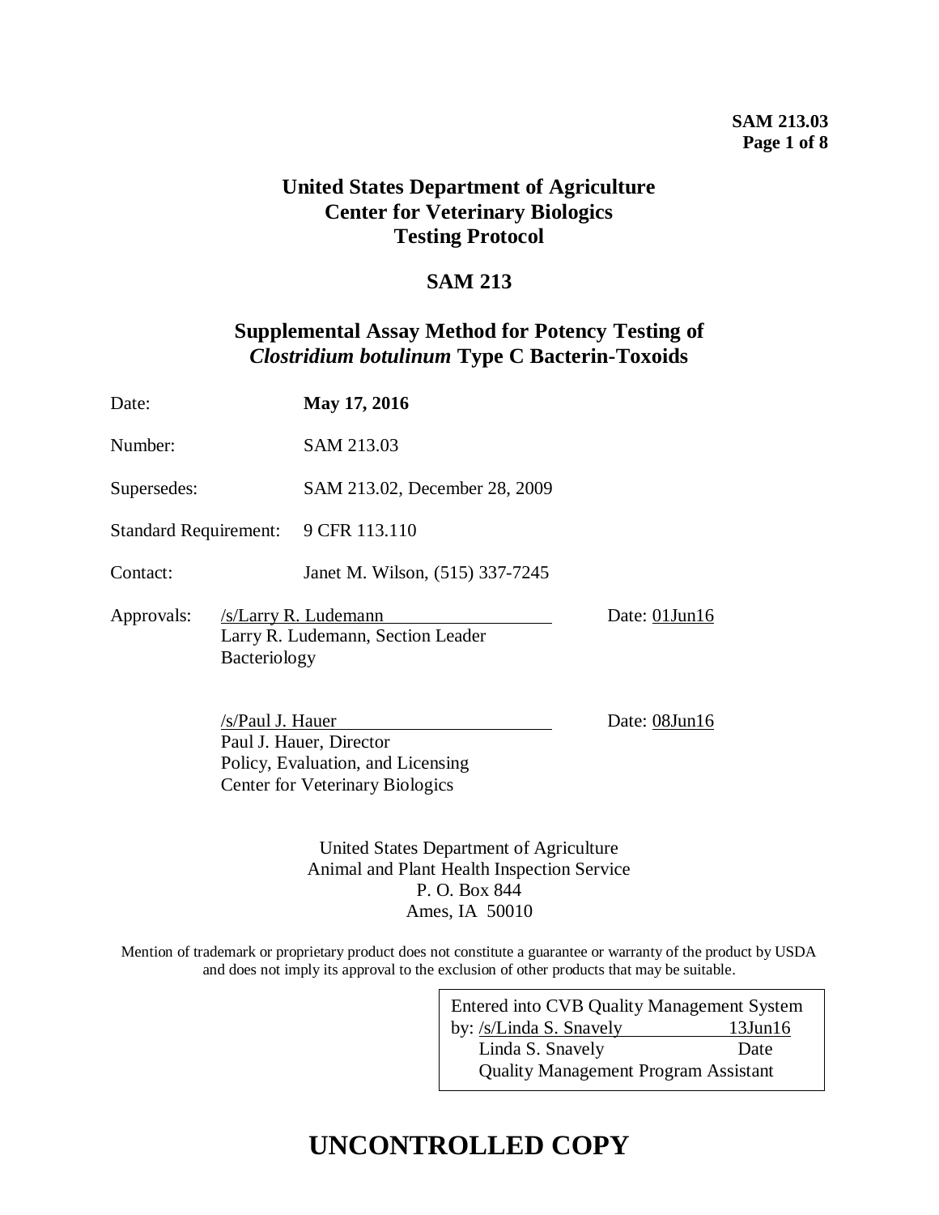**United States Department of Agriculture**
**Center for Veterinary Biologics**
**Testing Protocol**

# SAM 213

## Supplemental Assay Method for Potency Testing of *Clostridium botulinum* Type C Bacterin-Toxoids

Date: **May 17, 2016**

Number: SAM 213.03

Supersedes: SAM 213.02, December 28, 2009

Standard Requirement: 9 CFR 113.110

Contact: Janet M. Wilson, (515) 337-7245

Approvals: /s/Larry R. Ludemann Date: 01Jun16
Larry R. Ludemann, Section Leader
Bacteriology

/s/Paul J. Hauer Date: 08Jun16
Paul J. Hauer, Director
Policy, Evaluation, and Licensing
Center for Veterinary Biologics

United States Department of Agriculture
Animal and Plant Health Inspection Service
P. O. Box 844
Ames, IA 50010

Mention of trademark or proprietary product does not constitute a guarantee or warranty of the product by USDA and does not imply its approval to the exclusion of other products that may be suitable.

Entered into CVB Quality Management System
by: /s/Linda S. Snavely 13Jun16
Linda S. Snavely Date
Quality Management Program Assistant

# UNCONTROLLED COPY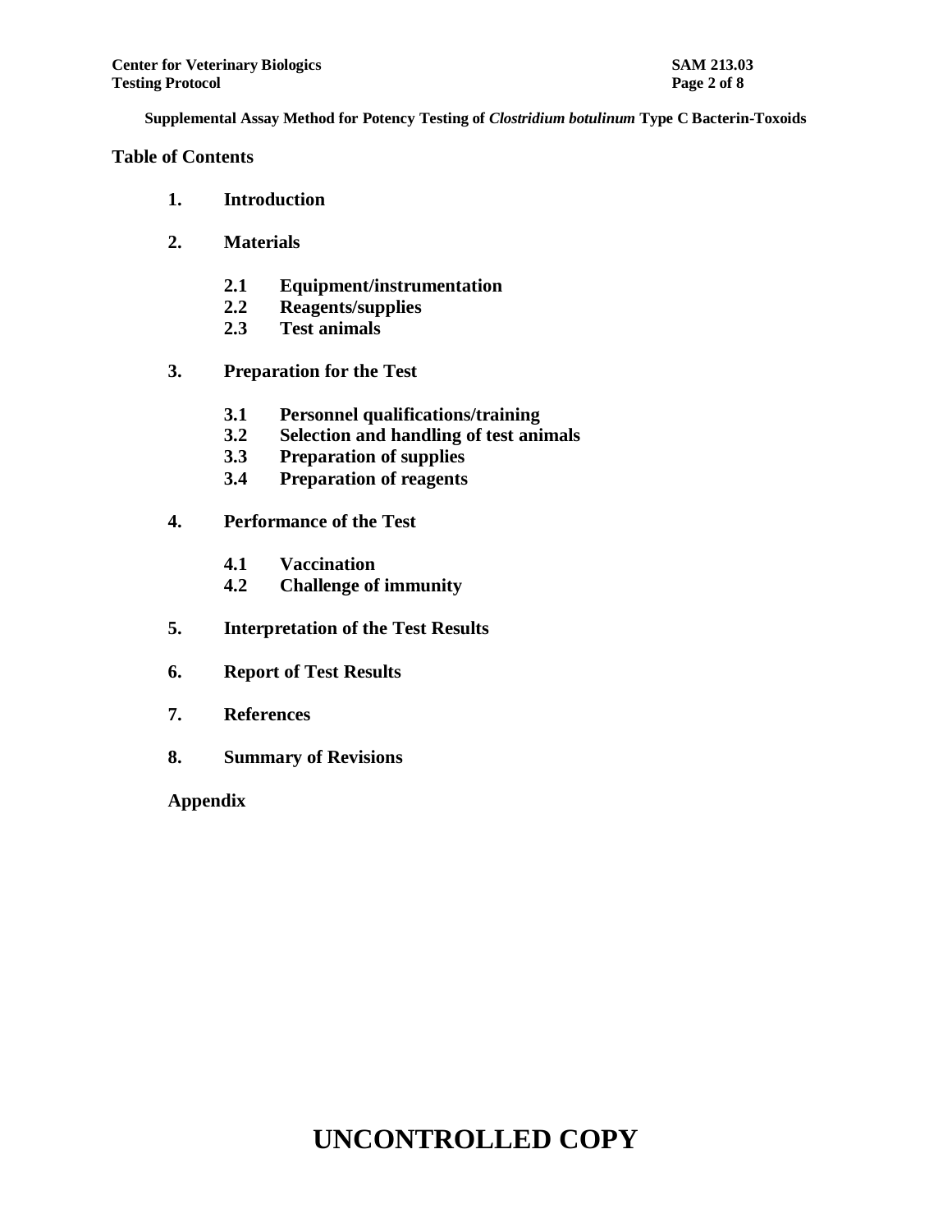**Supplemental Assay Method for Potency Testing of *Clostridium botulinum* Type C Bacterin-Toxoids**

## Table of Contents

1. **Introduction**
2. **Materials**
   - 2.1 Equipment/instrumentation
   - 2.2 Reagents/supplies
   - 2.3 Test animals
3. **Preparation for the Test**
   - 3.1 Personnel qualifications/training
   - 3.2 Selection and handling of test animals
   - 3.3 Preparation of supplies
   - 3.4 Preparation of reagents
4. **Performance of the Test**
   - 4.1 Vaccination
   - 4.2 Challenge of immunity
5. **Interpretation of the Test Results**
6. **Report of Test Results**
7. **References**
8. **Summary of Revisions**

**Appendix**

**UNCONTROLLED COPY**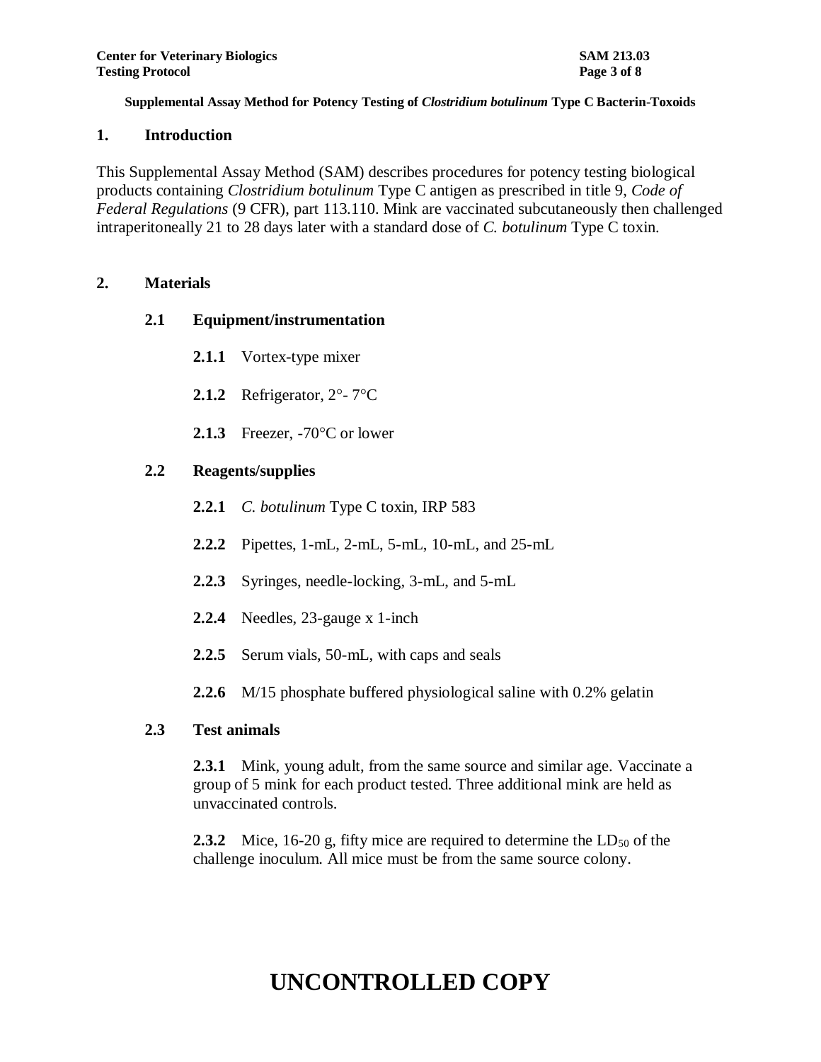**Supplemental Assay Method for Potency Testing of *Clostridium botulinum* Type C Bacterin-Toxoids**

## 1. Introduction

This Supplemental Assay Method (SAM) describes procedures for potency testing biological products containing *Clostridium botulinum* Type C antigen as prescribed in title 9, *Code of Federal Regulations* (9 CFR), part 113.110. Mink are vaccinated subcutaneously then challenged intraperitoneally 21 to 28 days later with a standard dose of *C. botulinum* Type C toxin.

## 2. Materials

### 2.1 Equipment/instrumentation

**2.1.1** Vortex-type mixer

**2.1.2** Refrigerator, 2°- 7°C

**2.1.3** Freezer, -70°C or lower

### 2.2 Reagents/supplies

**2.2.1** *C. botulinum* Type C toxin, IRP 583

**2.2.2** Pipettes, 1-mL, 2-mL, 5-mL, 10-mL, and 25-mL

**2.2.3** Syringes, needle-locking, 3-mL, and 5-mL

**2.2.4** Needles, 23-gauge x 1-inch

**2.2.5** Serum vials, 50-mL, with caps and seals

**2.2.6** M/15 phosphate buffered physiological saline with 0.2% gelatin

### 2.3 Test animals

**2.3.1** Mink, young adult, from the same source and similar age. Vaccinate a group of 5 mink for each product tested. Three additional mink are held as unvaccinated controls.

**2.3.2** Mice, 16-20 g, fifty mice are required to determine the $LD_{50}$ of the challenge inoculum. All mice must be from the same source colony.

# UNCONTROLLED COPY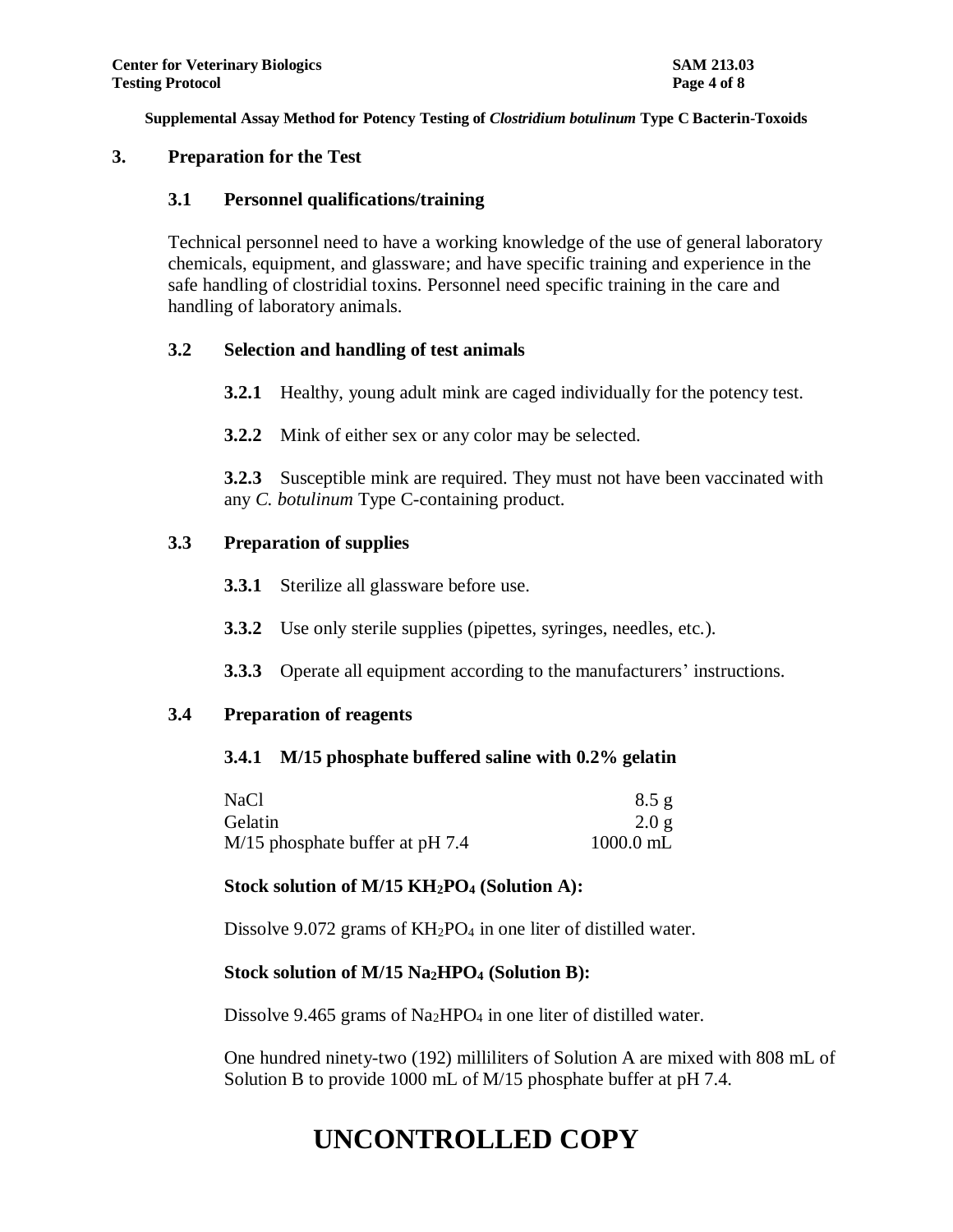## 3. Preparation for the Test

### 3.1 Personnel qualifications/training

Technical personnel need to have a working knowledge of the use of general laboratory chemicals, equipment, and glassware; and have specific training and experience in the safe handling of clostridial toxins. Personnel need specific training in the care and handling of laboratory animals.

### 3.2 Selection and handling of test animals

**3.2.1** Healthy, young adult mink are caged individually for the potency test.

**3.2.2** Mink of either sex or any color may be selected.

**3.2.3** Susceptible mink are required. They must not have been vaccinated with any *C. botulinum* Type C-containing product.

### 3.3 Preparation of supplies

**3.3.1** Sterilize all glassware before use.

**3.3.2** Use only sterile supplies (pipettes, syringes, needles, etc.).

**3.3.3** Operate all equipment according to the manufacturers' instructions.

### 3.4 Preparation of reagents

#### 3.4.1 M/15 phosphate buffered saline with 0.2% gelatin

| | |
|---|---|
| NaCl | 8.5 g |
| Gelatin | 2.0 g |
| M/15 phosphate buffer at pH 7.4 | 1000.0 mL |

**Stock solution of M/15 $KH_2PO_4$ (Solution A):**

Dissolve 9.072 grams of $KH_2PO_4$ in one liter of distilled water.

**Stock solution of M/15 $Na_2HPO_4$ (Solution B):**

Dissolve 9.465 grams of $Na_2HPO_4$ in one liter of distilled water.

One hundred ninety-two (192) milliliters of Solution A are mixed with 808 mL of Solution B to provide 1000 mL of M/15 phosphate buffer at pH 7.4.

UNCONTROLLED COPY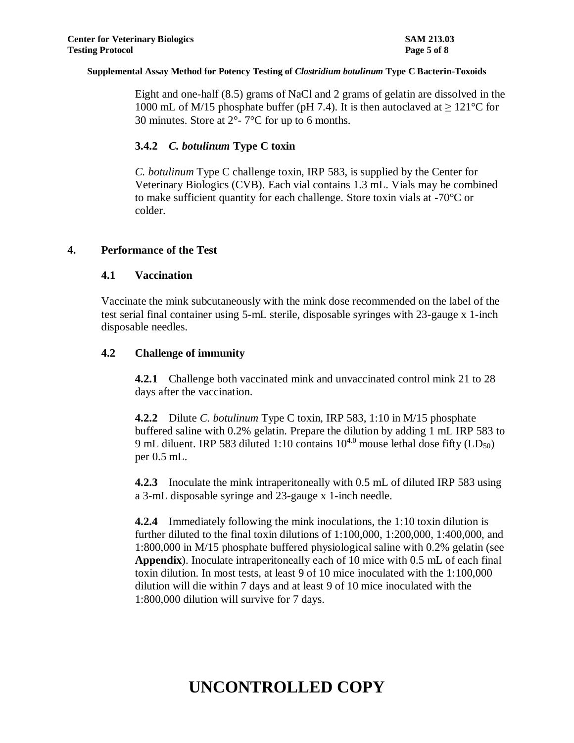Eight and one-half (8.5) grams of NaCl and 2 grams of gelatin are dissolved in the 1000 mL of M/15 phosphate buffer (pH 7.4). It is then autoclaved at ≥ 121°C for 30 minutes. Store at 2°- 7°C for up to 6 months.

### 3.4.2 *C. botulinum* Type C toxin

*C. botulinum* Type C challenge toxin, IRP 583, is supplied by the Center for Veterinary Biologics (CVB). Each vial contains 1.3 mL. Vials may be combined to make sufficient quantity for each challenge. Store toxin vials at -70°C or colder.

## 4. Performance of the Test

### 4.1 Vaccination

Vaccinate the mink subcutaneously with the mink dose recommended on the label of the test serial final container using 5-mL sterile, disposable syringes with 23-gauge x 1-inch disposable needles.

### 4.2 Challenge of immunity

**4.2.1** Challenge both vaccinated mink and unvaccinated control mink 21 to 28 days after the vaccination.

**4.2.2** Dilute *C. botulinum* Type C toxin, IRP 583, 1:10 in M/15 phosphate buffered saline with 0.2% gelatin. Prepare the dilution by adding 1 mL IRP 583 to 9 mL diluent. IRP 583 diluted 1:10 contains $10^{4.0}$ mouse lethal dose fifty ($LD_{50}$) per 0.5 mL.

**4.2.3** Inoculate the mink intraperitoneally with 0.5 mL of diluted IRP 583 using a 3-mL disposable syringe and 23-gauge x 1-inch needle.

**4.2.4** Immediately following the mink inoculations, the 1:10 toxin dilution is further diluted to the final toxin dilutions of 1:100,000, 1:200,000, 1:400,000, and 1:800,000 in M/15 phosphate buffered physiological saline with 0.2% gelatin (see **Appendix**). Inoculate intraperitoneally each of 10 mice with 0.5 mL of each final toxin dilution. In most tests, at least 9 of 10 mice inoculated with the 1:100,000 dilution will die within 7 days and at least 9 of 10 mice inoculated with the 1:800,000 dilution will survive for 7 days.

# UNCONTROLLED COPY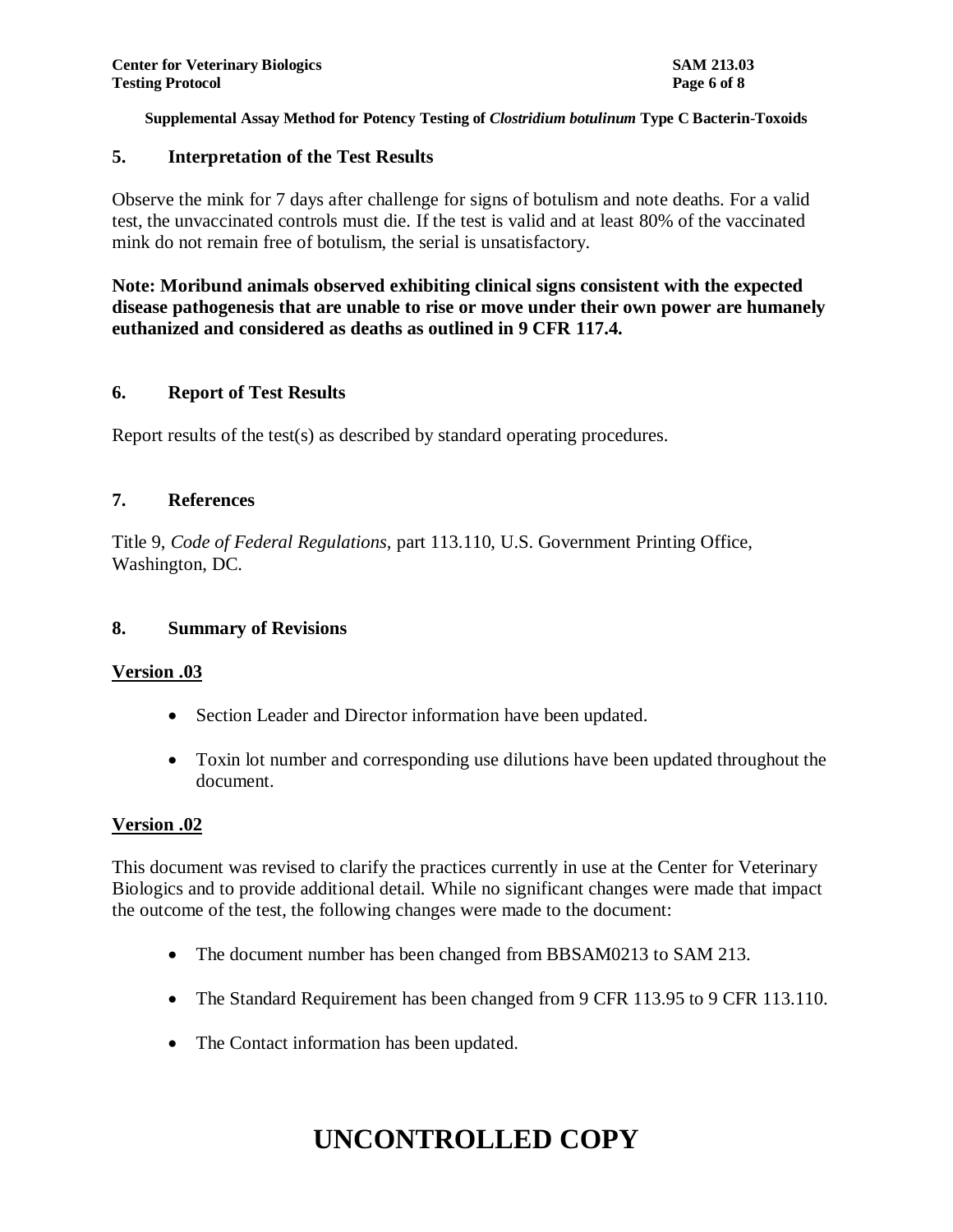## 5. Interpretation of the Test Results

Observe the mink for 7 days after challenge for signs of botulism and note deaths. For a valid test, the unvaccinated controls must die. If the test is valid and at least 80% of the vaccinated mink do not remain free of botulism, the serial is unsatisfactory.

**Note: Moribund animals observed exhibiting clinical signs consistent with the expected disease pathogenesis that are unable to rise or move under their own power are humanely euthanized and considered as deaths as outlined in 9 CFR 117.4.**

## 6. Report of Test Results

Report results of the test(s) as described by standard operating procedures.

## 7. References

Title 9, *Code of Federal Regulations,* part 113.110, U.S. Government Printing Office, Washington, DC.

## 8. Summary of Revisions

**Version .03**

- Section Leader and Director information have been updated.
- Toxin lot number and corresponding use dilutions have been updated throughout the document.

**Version .02**

This document was revised to clarify the practices currently in use at the Center for Veterinary Biologics and to provide additional detail. While no significant changes were made that impact the outcome of the test, the following changes were made to the document:

- The document number has been changed from BBSAM0213 to SAM 213.
- The Standard Requirement has been changed from 9 CFR 113.95 to 9 CFR 113.110.
- The Contact information has been updated.

# UNCONTROLLED COPY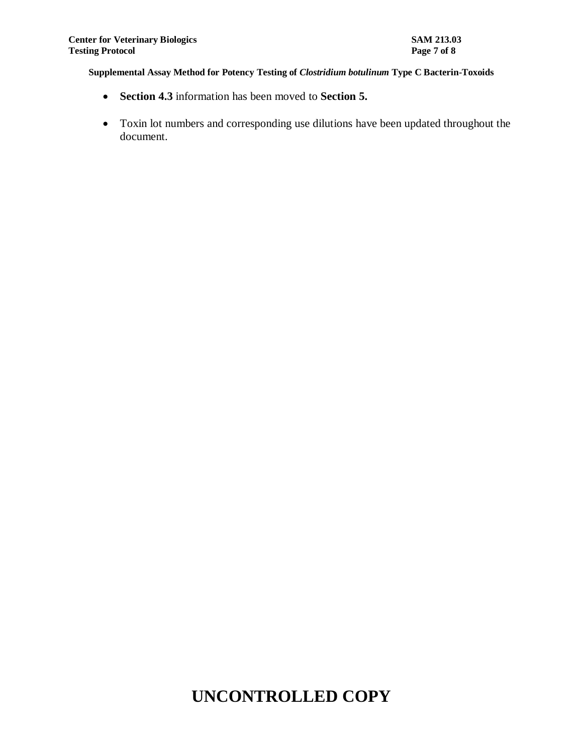- **Section 4.3** information has been moved to **Section 5.**

- Toxin lot numbers and corresponding use dilutions have been updated throughout the document.

# UNCONTROLLED COPY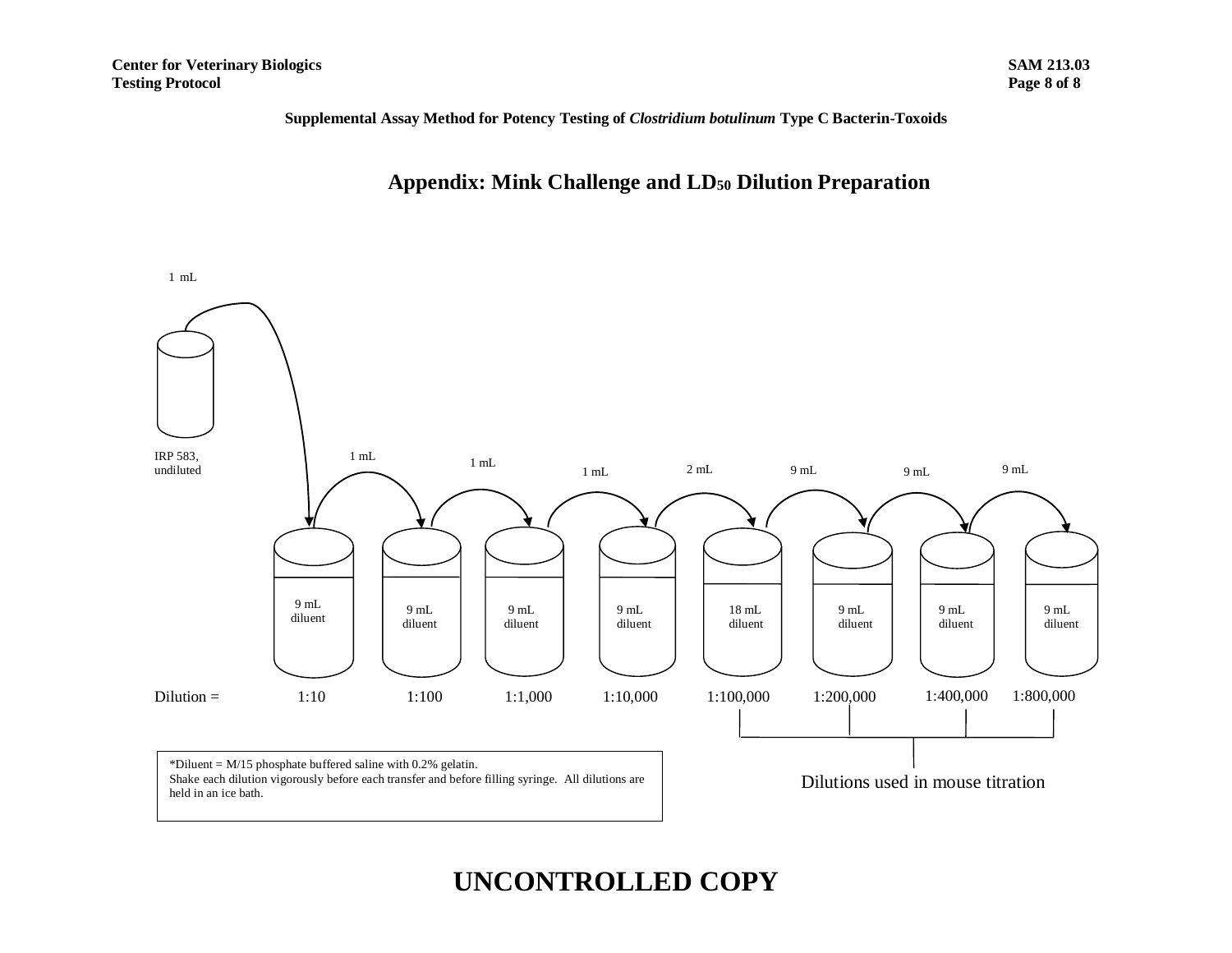Supplemental Assay Method for Potency Testing of *Clostridium botulinum* Type C Bacterin-Toxoids

## Appendix: Mink Challenge and $LD_{50}$ Dilution Preparation

1 mL

IRP 583, undiluted

1 mL

1 mL

1 mL

2 mL

9 mL

9 mL

9 mL

9 mL diluent

9 mL diluent

9 mL diluent

9 mL diluent

18 mL diluent

9 mL diluent

9 mL diluent

9 mL diluent

Dilution = 1:10 1:100 1:1,000 1:10,000 1:100,000 1:200,000 1:400,000 1:800,000

Dilutions used in mouse titration

*Diluent = M/15 phosphate buffered saline with 0.2% gelatin.
Shake each dilution vigorously before each transfer and before filling syringe. All dilutions are held in an ice bath.

**UNCONTROLLED COPY**